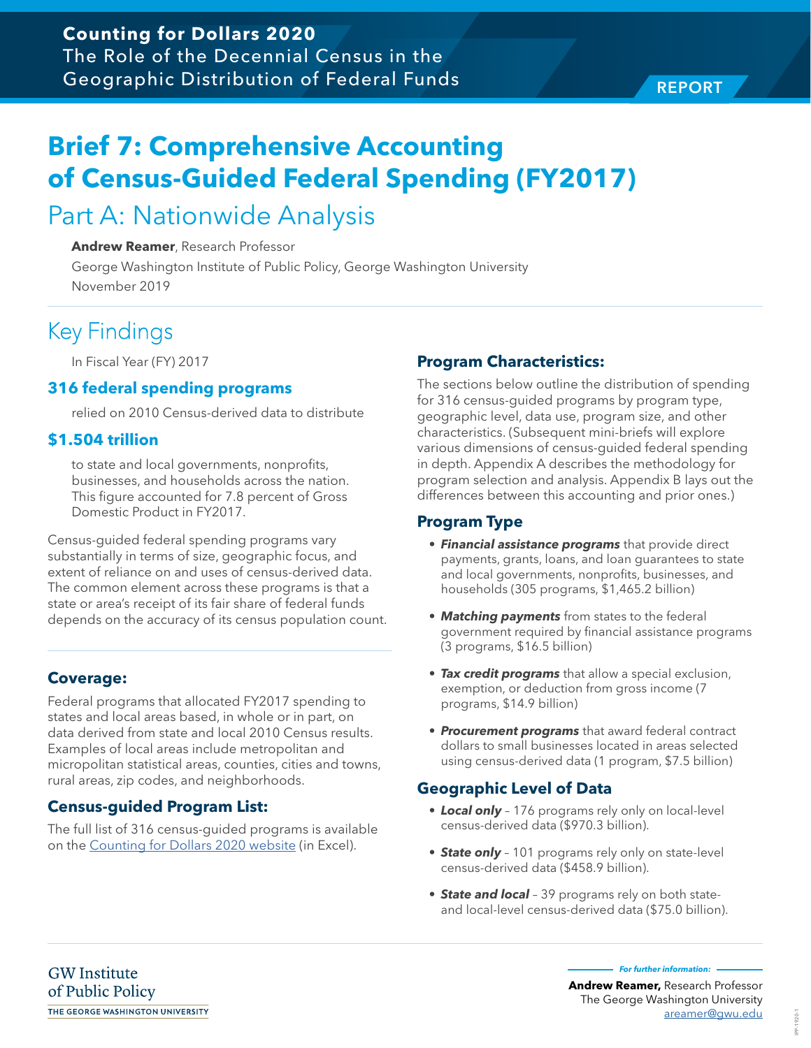**Counting for Dollars 2020**
The Role of the Decennial Census in the Geographic Distribution of Federal Funds

REPORT

# Brief 7: Comprehensive Accounting of Census-Guided Federal Spending (FY2017)

## Part A: Nationwide Analysis

**Andrew Reamer**, Research Professor
George Washington Institute of Public Policy, George Washington University
November 2019

## Key Findings

In Fiscal Year (FY) 2017

### 316 federal spending programs

relied on 2010 Census-derived data to distribute

### $1.504 trillion

to state and local governments, nonprofits, businesses, and households across the nation. This figure accounted for 7.8 percent of Gross Domestic Product in FY2017.

Census-guided federal spending programs vary substantially in terms of size, geographic focus, and extent of reliance on and uses of census-derived data. The common element across these programs is that a state or area's receipt of its fair share of federal funds depends on the accuracy of its census population count.

### Coverage:

Federal programs that allocated FY2017 spending to states and local areas based, in whole or in part, on data derived from state and local 2010 Census results. Examples of local areas include metropolitan and micropolitan statistical areas, counties, cities and towns, rural areas, zip codes, and neighborhoods.

### Census-guided Program List:

The full list of 316 census-guided programs is available on the Counting for Dollars 2020 website (in Excel).

### Program Characteristics:

The sections below outline the distribution of spending for 316 census-guided programs by program type, geographic level, data use, program size, and other characteristics. (Subsequent mini-briefs will explore various dimensions of census-guided federal spending in depth. Appendix A describes the methodology for program selection and analysis. Appendix B lays out the differences between this accounting and prior ones.)

### Program Type

- ***Financial assistance programs*** that provide direct payments, grants, loans, and loan guarantees to state and local governments, nonprofits, businesses, and households (305 programs, $1,465.2 billion)
- ***Matching payments*** from states to the federal government required by financial assistance programs (3 programs, $16.5 billion)
- ***Tax credit programs*** that allow a special exclusion, exemption, or deduction from gross income (7 programs, $14.9 billion)
- ***Procurement programs*** that award federal contract dollars to small businesses located in areas selected using census-derived data (1 program, $7.5 billion)

### Geographic Level of Data

- ***Local only*** – 176 programs rely only on local-level census-derived data ($970.3 billion).
- ***State only*** – 101 programs rely only on state-level census-derived data ($458.9 billion).
- ***State and local*** – 39 programs rely on both state- and local-level census-derived data ($75.0 billion).

GW Institute of Public Policy
THE GEORGE WASHINGTON UNIVERSITY

*For further information:*
**Andrew Reamer,** Research Professor
The George Washington University
areamer@gwu.edu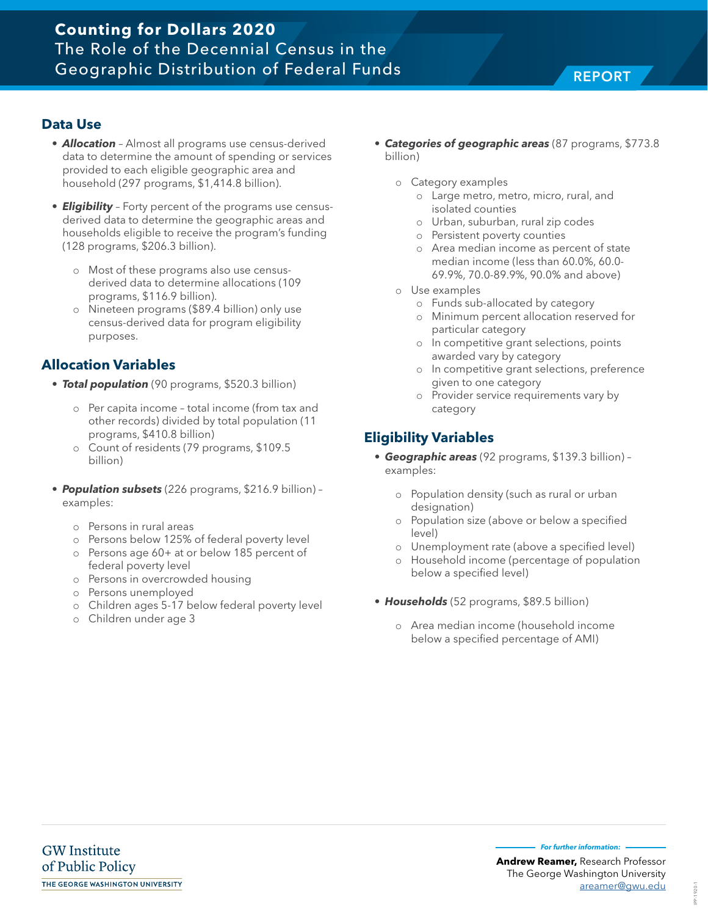## Data Use

- ***Allocation*** – Almost all programs use census-derived data to determine the amount of spending or services provided to each eligible geographic area and household (297 programs, $1,414.8 billion).
- ***Eligibility*** – Forty percent of the programs use census-derived data to determine the geographic areas and households eligible to receive the program's funding (128 programs, $206.3 billion).
  - Most of these programs also use census-derived data to determine allocations (109 programs, $116.9 billion).
  - Nineteen programs ($89.4 billion) only use census-derived data for program eligibility purposes.

## Allocation Variables

- ***Total population*** (90 programs, $520.3 billion)
  - Per capita income – total income (from tax and other records) divided by total population (11 programs, $410.8 billion)
  - Count of residents (79 programs, $109.5 billion)
- ***Population subsets*** (226 programs, $216.9 billion) – examples:
  - Persons in rural areas
  - Persons below 125% of federal poverty level
  - Persons age 60+ at or below 185 percent of federal poverty level
  - Persons in overcrowded housing
  - Persons unemployed
  - Children ages 5-17 below federal poverty level
  - Children under age 3
- ***Categories of geographic areas*** (87 programs, $773.8 billion)
  - Category examples
    - Large metro, metro, micro, rural, and isolated counties
    - Urban, suburban, rural zip codes
    - Persistent poverty counties
    - Area median income as percent of state median income (less than 60.0%, 60.0-69.9%, 70.0-89.9%, 90.0% and above)
  - Use examples
    - Funds sub-allocated by category
    - Minimum percent allocation reserved for particular category
    - In competitive grant selections, points awarded vary by category
    - In competitive grant selections, preference given to one category
    - Provider service requirements vary by category

## Eligibility Variables

- ***Geographic areas*** (92 programs, $139.3 billion) – examples:
  - Population density (such as rural or urban designation)
  - Population size (above or below a specified level)
  - Unemployment rate (above a specified level)
  - Household income (percentage of population below a specified level)
- ***Households*** (52 programs, $89.5 billion)
  - Area median income (household income below a specified percentage of AMI)

GW Institute of Public Policy
THE GEORGE WASHINGTON UNIVERSITY

*For further information:*

**Andrew Reamer,** Research Professor
The George Washington University
areamer@gwu.edu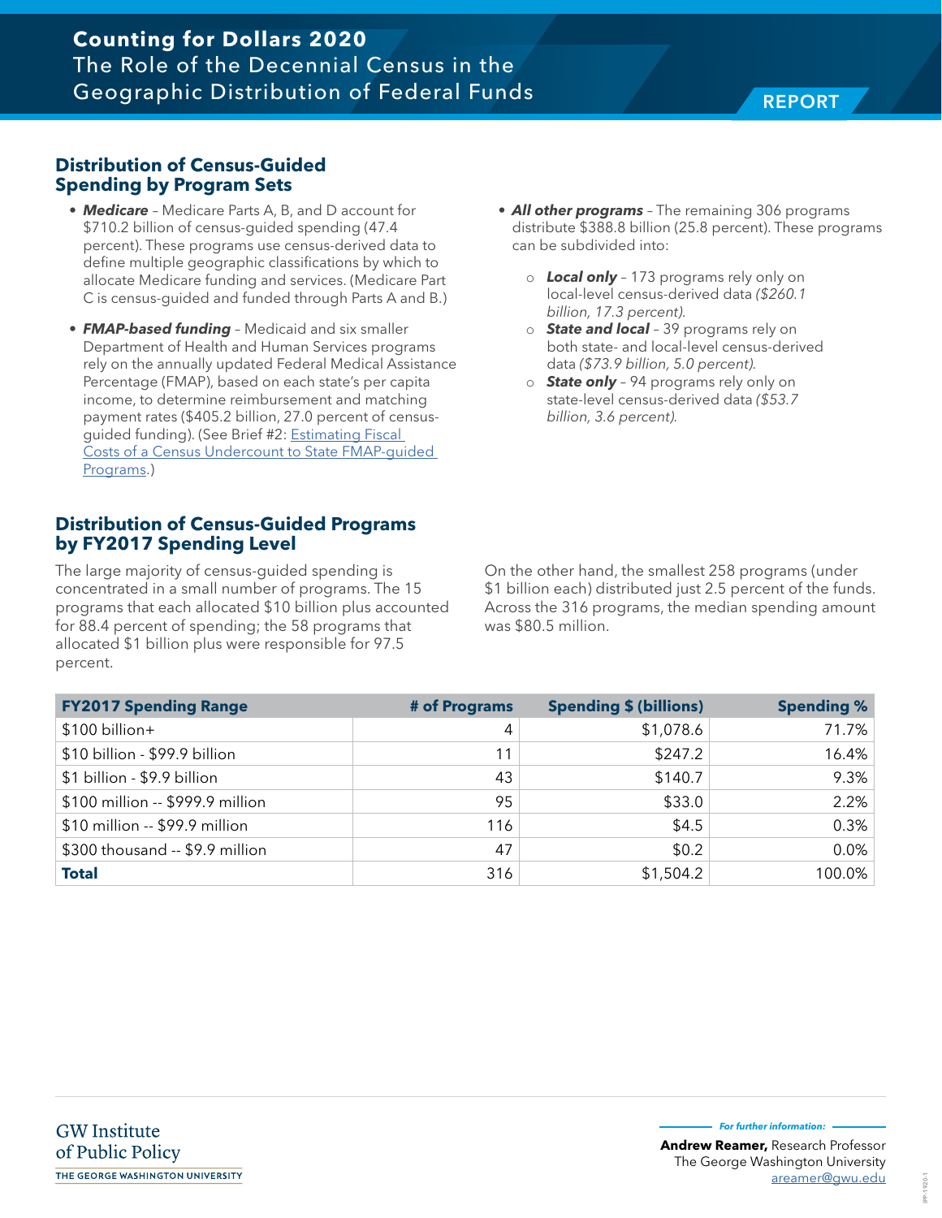## Distribution of Census-Guided Spending by Program Sets

- ***Medicare*** – Medicare Parts A, B, and D account for $710.2 billion of census-guided spending (47.4 percent). These programs use census-derived data to define multiple geographic classifications by which to allocate Medicare funding and services. (Medicare Part C is census-guided and funded through Parts A and B.)
- ***FMAP-based funding*** – Medicaid and six smaller Department of Health and Human Services programs rely on the annually updated Federal Medical Assistance Percentage (FMAP), based on each state's per capita income, to determine reimbursement and matching payment rates ($405.2 billion, 27.0 percent of census-guided funding). (See Brief #2: Estimating Fiscal Costs of a Census Undercount to State FMAP-guided Programs.)
- ***All other programs*** – The remaining 306 programs distribute $388.8 billion (25.8 percent). These programs can be subdivided into:
  - ***Local only*** – 173 programs rely only on local-level census-derived data *($260.1 billion, 17.3 percent)*.
  - ***State and local*** – 39 programs rely on both state- and local-level census-derived data *($73.9 billion, 5.0 percent)*.
  - ***State only*** – 94 programs rely only on state-level census-derived data *($53.7 billion, 3.6 percent)*.

## Distribution of Census-Guided Programs by FY2017 Spending Level

The large majority of census-guided spending is concentrated in a small number of programs. The 15 programs that each allocated $10 billion plus accounted for 88.4 percent of spending; the 58 programs that allocated $1 billion plus were responsible for 97.5 percent.

On the other hand, the smallest 258 programs (under $1 billion each) distributed just 2.5 percent of the funds. Across the 316 programs, the median spending amount was $80.5 million.

| FY2017 Spending Range | # of Programs | Spending $ (billions) | Spending % |
|---|---|---|---|
| $100 billion+ | 4 | $1,078.6 | 71.7% |
| $10 billion - $99.9 billion | 11 | $247.2 | 16.4% |
| $1 billion - $9.9 billion | 43 | $140.7 | 9.3% |
| $100 million -- $999.9 million | 95 | $33.0 | 2.2% |
| $10 million -- $99.9 million | 116 | $4.5 | 0.3% |
| $300 thousand -- $9.9 million | 47 | $0.2 | 0.0% |
| **Total** | 316 | $1,504.2 | 100.0% |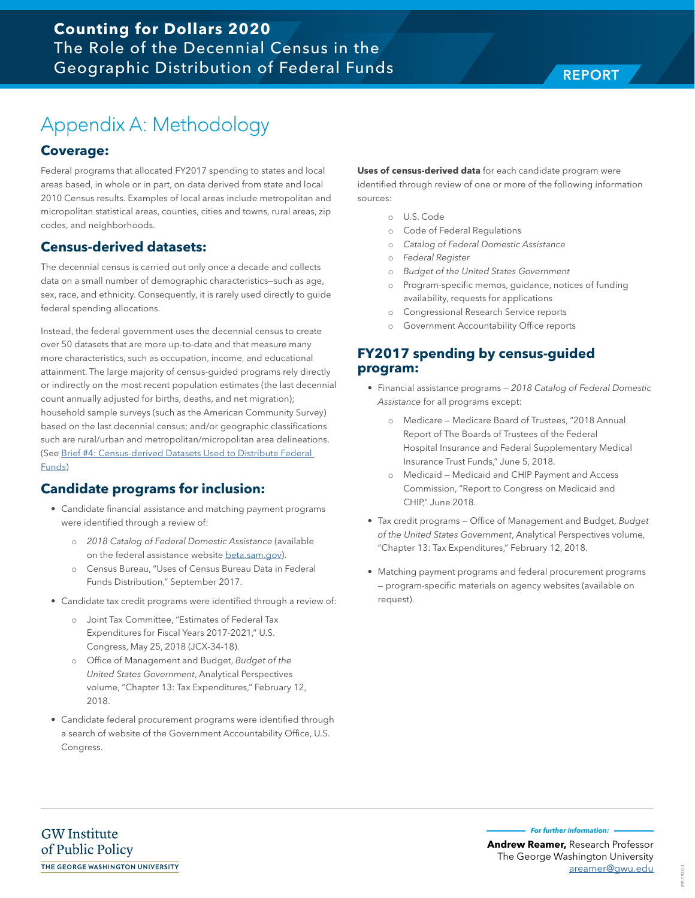# Appendix A: Methodology

## Coverage:

Federal programs that allocated FY2017 spending to states and local areas based, in whole or in part, on data derived from state and local 2010 Census results. Examples of local areas include metropolitan and micropolitan statistical areas, counties, cities and towns, rural areas, zip codes, and neighborhoods.

## Census-derived datasets:

The decennial census is carried out only once a decade and collects data on a small number of demographic characteristics—such as age, sex, race, and ethnicity. Consequently, it is rarely used directly to guide federal spending allocations.

Instead, the federal government uses the decennial census to create over 50 datasets that are more up-to-date and that measure many more characteristics, such as occupation, income, and educational attainment. The large majority of census-guided programs rely directly or indirectly on the most recent population estimates (the last decennial count annually adjusted for births, deaths, and net migration); household sample surveys (such as the American Community Survey) based on the last decennial census; and/or geographic classifications such are rural/urban and metropolitan/micropolitan area delineations. (See Brief #4: Census-derived Datasets Used to Distribute Federal Funds)

## Candidate programs for inclusion:

- Candidate financial assistance and matching payment programs were identified through a review of:
  - *2018 Catalog of Federal Domestic Assistance* (available on the federal assistance website beta.sam.gov).
  - Census Bureau, "Uses of Census Bureau Data in Federal Funds Distribution," September 2017.
- Candidate tax credit programs were identified through a review of:
  - Joint Tax Committee, "Estimates of Federal Tax Expenditures for Fiscal Years 2017-2021," U.S. Congress, May 25, 2018 (JCX-34-18).
  - Office of Management and Budget, *Budget of the United States Government*, Analytical Perspectives volume, "Chapter 13: Tax Expenditures," February 12, 2018.
- Candidate federal procurement programs were identified through a search of website of the Government Accountability Office, U.S. Congress.

**Uses of census-derived data** for each candidate program were identified through review of one or more of the following information sources:

- U.S. Code
- Code of Federal Regulations
- *Catalog of Federal Domestic Assistance*
- *Federal Register*
- *Budget of the United States Government*
- Program-specific memos, guidance, notices of funding availability, requests for applications
- Congressional Research Service reports
- Government Accountability Office reports

## FY2017 spending by census-guided program:

- Financial assistance programs – *2018 Catalog of Federal Domestic Assistance* for all programs except:
  - Medicare – Medicare Board of Trustees, "2018 Annual Report of The Boards of Trustees of the Federal Hospital Insurance and Federal Supplementary Medical Insurance Trust Funds," June 5, 2018.
  - Medicaid – Medicaid and CHIP Payment and Access Commission, "Report to Congress on Medicaid and CHIP," June 2018.
- Tax credit programs – Office of Management and Budget, *Budget of the United States Government*, Analytical Perspectives volume, "Chapter 13: Tax Expenditures," February 12, 2018.
- Matching payment programs and federal procurement programs – program-specific materials on agency websites (available on request).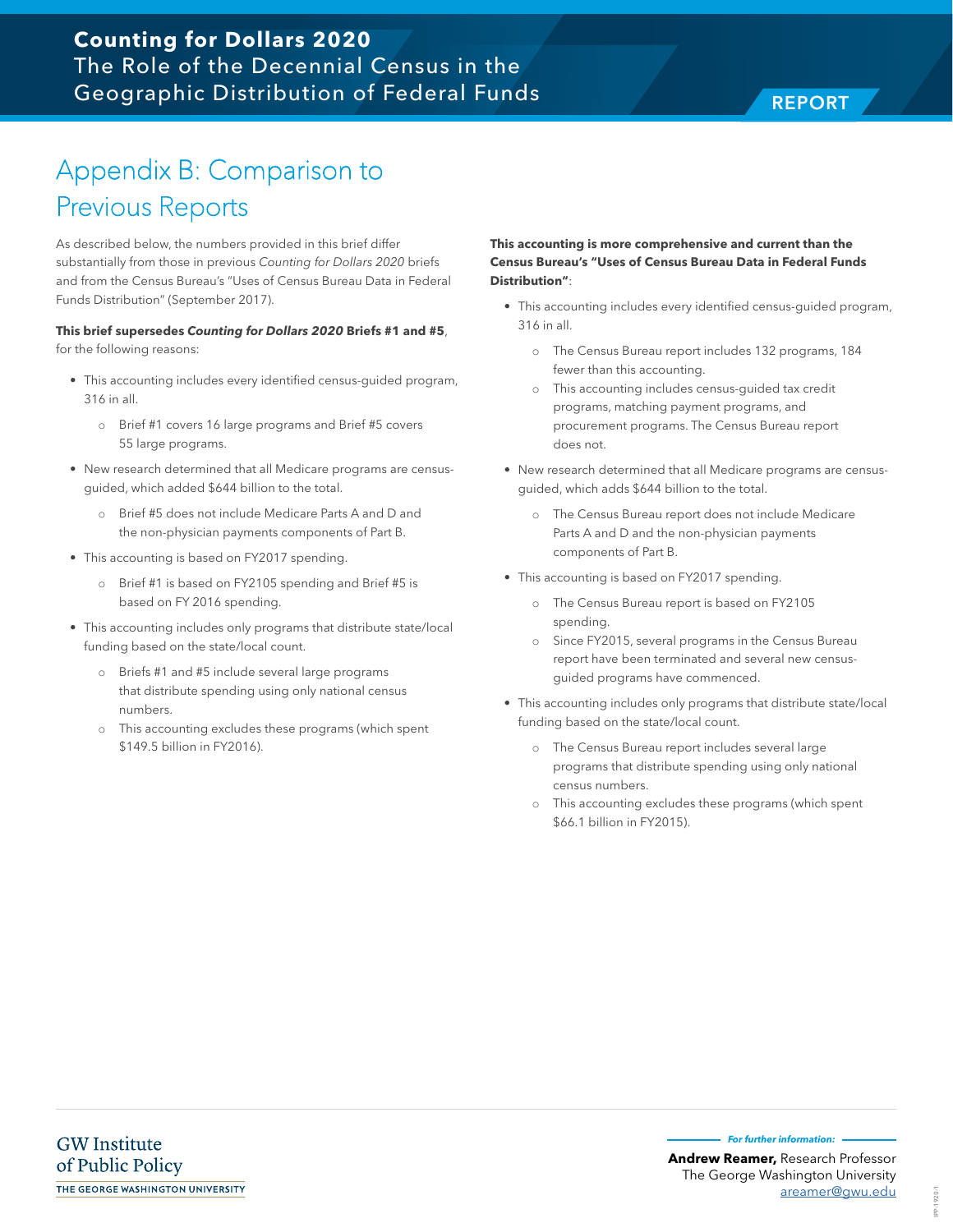# Appendix B: Comparison to Previous Reports

As described below, the numbers provided in this brief differ substantially from those in previous *Counting for Dollars 2020* briefs and from the Census Bureau's "Uses of Census Bureau Data in Federal Funds Distribution" (September 2017).

**This brief supersedes *Counting for Dollars 2020* Briefs #1 and #5**, for the following reasons:

- This accounting includes every identified census-guided program, 316 in all.
    - Brief #1 covers 16 large programs and Brief #5 covers 55 large programs.
- New research determined that all Medicare programs are census-guided, which added $644 billion to the total.
    - Brief #5 does not include Medicare Parts A and D and the non-physician payments components of Part B.
- This accounting is based on FY2017 spending.
    - Brief #1 is based on FY2105 spending and Brief #5 is based on FY 2016 spending.
- This accounting includes only programs that distribute state/local funding based on the state/local count.
    - Briefs #1 and #5 include several large programs that distribute spending using only national census numbers.
    - This accounting excludes these programs (which spent $149.5 billion in FY2016).

**This accounting is more comprehensive and current than the Census Bureau's "Uses of Census Bureau Data in Federal Funds Distribution"**:

- This accounting includes every identified census-guided program, 316 in all.
    - The Census Bureau report includes 132 programs, 184 fewer than this accounting.
    - This accounting includes census-guided tax credit programs, matching payment programs, and procurement programs. The Census Bureau report does not.
- New research determined that all Medicare programs are census-guided, which adds $644 billion to the total.
    - The Census Bureau report does not include Medicare Parts A and D and the non-physician payments components of Part B.
- This accounting is based on FY2017 spending.
    - The Census Bureau report is based on FY2105 spending.
    - Since FY2015, several programs in the Census Bureau report have been terminated and several new census-guided programs have commenced.
- This accounting includes only programs that distribute state/local funding based on the state/local count.
    - The Census Bureau report includes several large programs that distribute spending using only national census numbers.
    - This accounting excludes these programs (which spent $66.1 billion in FY2015).

GW Institute of Public Policy
THE GEORGE WASHINGTON UNIVERSITY

*For further information:*

**Andrew Reamer,** Research Professor
The George Washington University
areamer@gwu.edu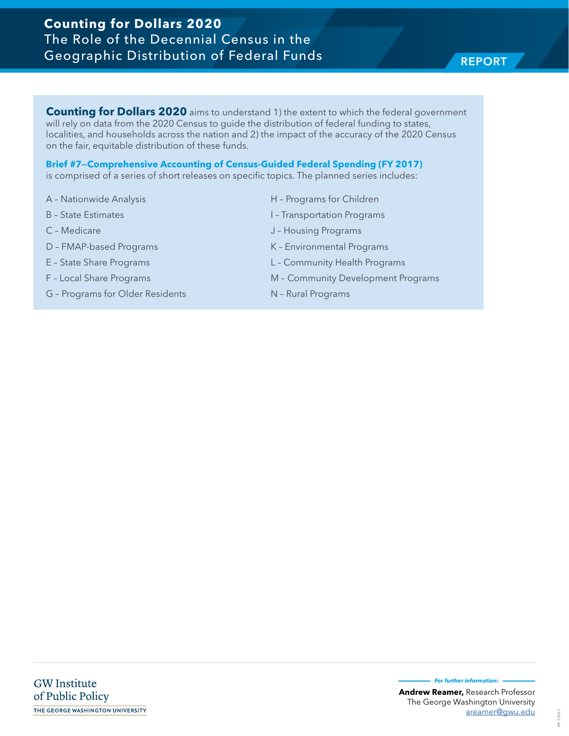**Counting for Dollars 2020**
The Role of the Decennial Census in the Geographic Distribution of Federal Funds

REPORT

**Counting for Dollars 2020** aims to understand 1) the extent to which the federal government will rely on data from the 2020 Census to guide the distribution of federal funding to states, localities, and households across the nation and 2) the impact of the accuracy of the 2020 Census on the fair, equitable distribution of these funds.

**Brief #7—Comprehensive Accounting of Census-Guided Federal Spending (FY 2017)** is comprised of a series of short releases on specific topics. The planned series includes:

- A – Nationwide Analysis
- B – State Estimates
- C – Medicare
- D – FMAP-based Programs
- E – State Share Programs
- F – Local Share Programs
- G – Programs for Older Residents
- H – Programs for Children
- I – Transportation Programs
- J – Housing Programs
- K – Environmental Programs
- L – Community Health Programs
- M – Community Development Programs
- N – Rural Programs

GW Institute of Public Policy
THE GEORGE WASHINGTON UNIVERSITY

*For further information:*

**Andrew Reamer,** Research Professor
The George Washington University
areamer@gwu.edu

IPP-1920-1